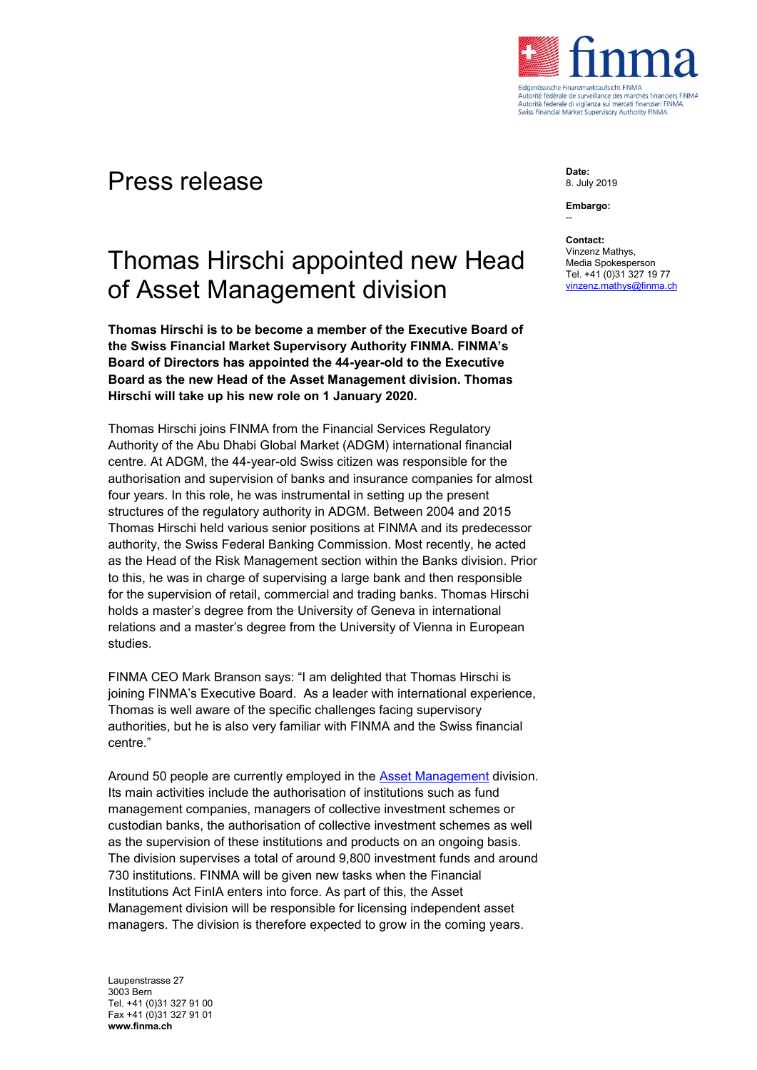finma

Eidgenössische Finanzmarktaufsicht FINMA
Autorité fédérale de surveillance des marchés financiers FINMA
Autorità federale di vigilanza sui mercati finanziari FINMA
Swiss Financial Market Supervisory Authority FINMA

# Press release

**Date:**
8. July 2019

**Embargo:**
--

**Contact:**
Vinzenz Mathys,
Media Spokesperson
Tel. +41 (0)31 327 19 77
vinzenz.mathys@finma.ch

## Thomas Hirschi appointed new Head of Asset Management division

**Thomas Hirschi is to be become a member of the Executive Board of the Swiss Financial Market Supervisory Authority FINMA. FINMA's Board of Directors has appointed the 44-year-old to the Executive Board as the new Head of the Asset Management division. Thomas Hirschi will take up his new role on 1 January 2020.**

Thomas Hirschi joins FINMA from the Financial Services Regulatory Authority of the Abu Dhabi Global Market (ADGM) international financial centre. At ADGM, the 44-year-old Swiss citizen was responsible for the authorisation and supervision of banks and insurance companies for almost four years. In this role, he was instrumental in setting up the present structures of the regulatory authority in ADGM. Between 2004 and 2015 Thomas Hirschi held various senior positions at FINMA and its predecessor authority, the Swiss Federal Banking Commission. Most recently, he acted as the Head of the Risk Management section within the Banks division. Prior to this, he was in charge of supervising a large bank and then responsible for the supervision of retail, commercial and trading banks. Thomas Hirschi holds a master's degree from the University of Geneva in international relations and a master's degree from the University of Vienna in European studies.

FINMA CEO Mark Branson says: "I am delighted that Thomas Hirschi is joining FINMA's Executive Board. As a leader with international experience, Thomas is well aware of the specific challenges facing supervisory authorities, but he is also very familiar with FINMA and the Swiss financial centre."

Around 50 people are currently employed in the Asset Management division. Its main activities include the authorisation of institutions such as fund management companies, managers of collective investment schemes or custodian banks, the authorisation of collective investment schemes as well as the supervision of these institutions and products on an ongoing basis. The division supervises a total of around 9,800 investment funds and around 730 institutions. FINMA will be given new tasks when the Financial Institutions Act FinIA enters into force. As part of this, the Asset Management division will be responsible for licensing independent asset managers. The division is therefore expected to grow in the coming years.

Laupenstrasse 27
3003 Bern
Tel. +41 (0)31 327 91 00
Fax +41 (0)31 327 91 01
**www.finma.ch**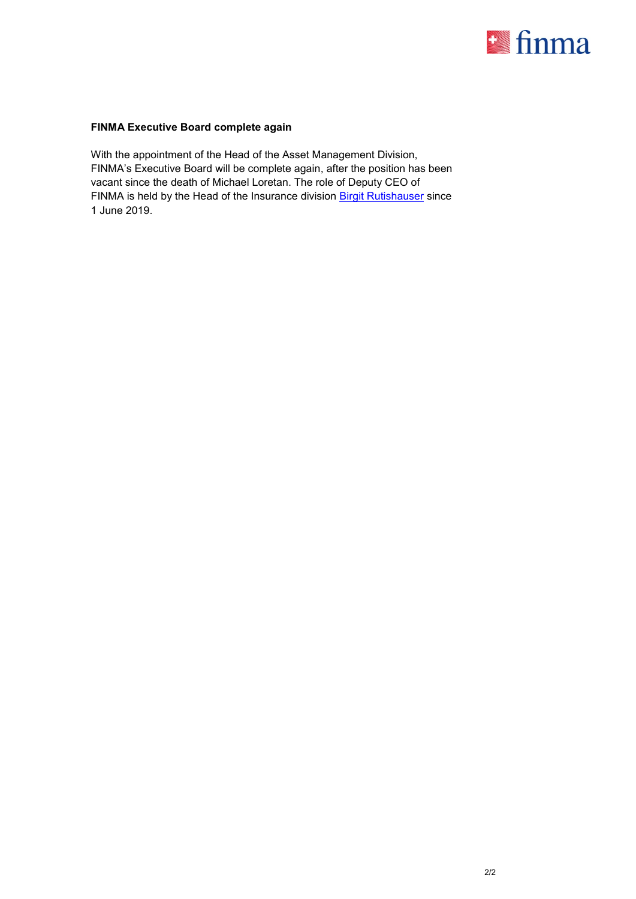**FINMA Executive Board complete again**

With the appointment of the Head of the Asset Management Division, FINMA's Executive Board will be complete again, after the position has been vacant since the death of Michael Loretan. The role of Deputy CEO of FINMA is held by the Head of the Insurance division Birgit Rutishauser since 1 June 2019.